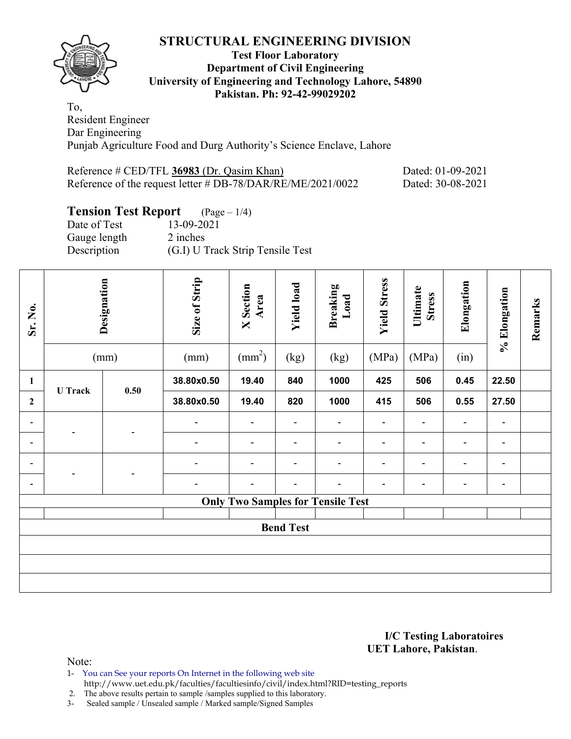# STRUCTURAL ENGINEERING DIVISION

**Test Floor Laboratory**
**Department of Civil Engineering**
**University of Engineering and Technology Lahore, 54890**
**Pakistan. Ph: 92-42-99029202**

To,
Resident Engineer
Dar Engineering
Punjab Agriculture Food and Durg Authority's Science Enclave, Lahore

Reference # CED/TFL **36983** (Dr. Qasim Khan) Dated: 01-09-2021
Reference of the request letter # DB-78/DAR/RE/ME/2021/0022 Dated: 30-08-2021

## Tension Test Report (Page – 1/4)

Date of Test 13-09-2021
Gauge length 2 inches
Description (G.I) U Track Strip Tensile Test

| Sr. No. | Designation | | Size of Strip | X Section Area | Yield load | Breaking Load | Yield Stress | Ultimate Stress | Elongation | % Elongation | Remarks |
|---|---|---|---|---|---|---|---|---|---|---|---|
| | (mm) | | (mm) | (mm$^2$) | (kg) | (kg) | (MPa) | (MPa) | (in) | | |
| 1 | U Track | 0.50 | 38.80x0.50 | 19.40 | 840 | 1000 | 425 | 506 | 0.45 | 22.50 | |
| 2 | | | 38.80x0.50 | 19.40 | 820 | 1000 | 415 | 506 | 0.55 | 27.50 | |
| - | - | - | - | - | - | - | - | - | - | - | |
| - | | | - | - | - | - | - | - | - | - | |
| - | - | - | - | - | - | - | - | - | - | - | |
| - | | | - | - | - | - | - | - | - | - | |
| **Only Two Samples for Tensile Test** | | | | | | | | | | | |
| **Bend Test** | | | | | | | | | | | |

**I/C Testing Laboratoires**
**UET Lahore, Pakistan**.

Note:
1- You can See your reports On Internet in the following web site
http://www.uet.edu.pk/faculties/facultiesinfo/civil/index.html?RID=testing_reports
2. The above results pertain to sample /samples supplied to this laboratory.
3- Sealed sample / Unsealed sample / Marked sample/Signed Samples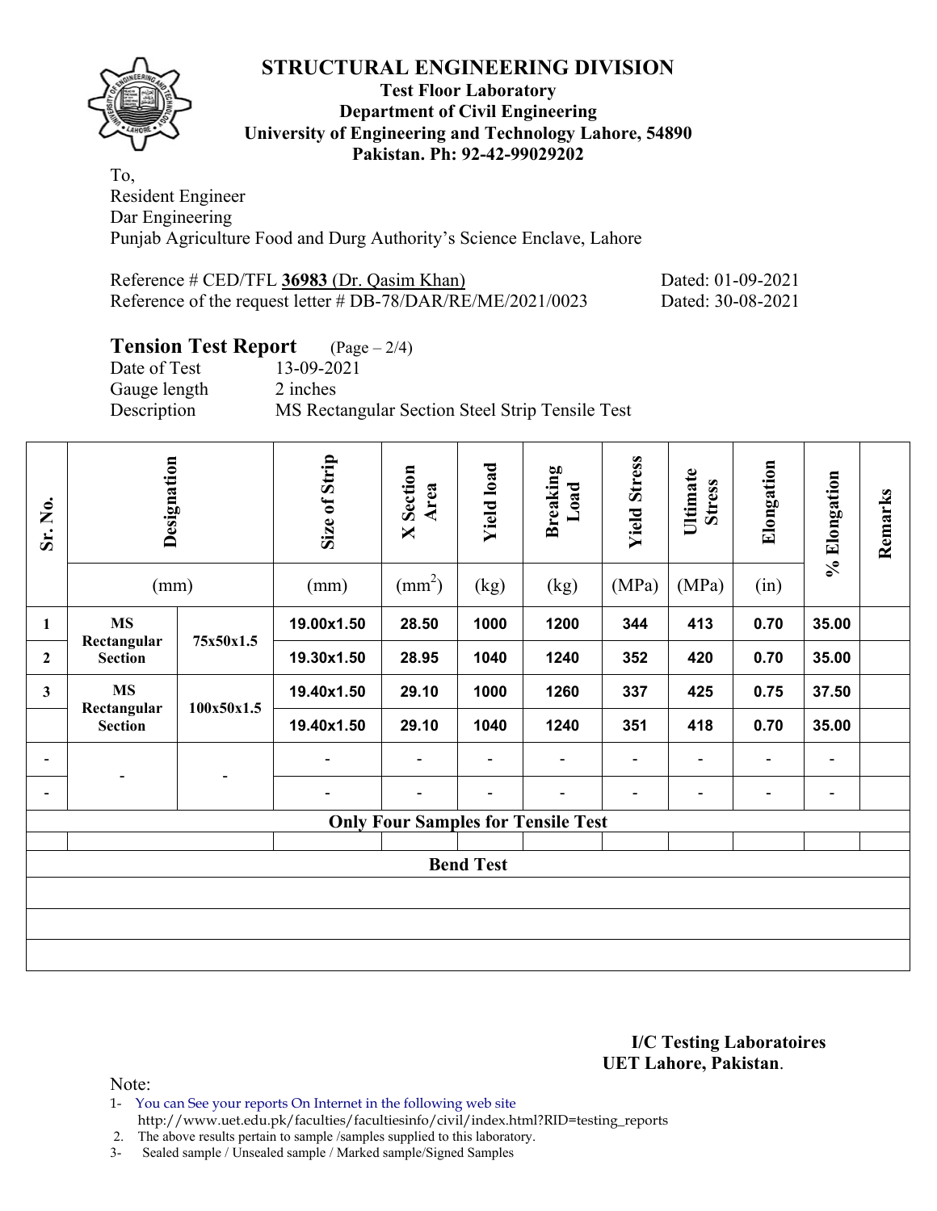# STRUCTURAL ENGINEERING DIVISION

**Test Floor Laboratory**
**Department of Civil Engineering**
**University of Engineering and Technology Lahore, 54890**
**Pakistan. Ph: 92-42-99029202**

To,
Resident Engineer
Dar Engineering
Punjab Agriculture Food and Durg Authority's Science Enclave, Lahore

Reference # CED/TFL **36983** (Dr. Qasim Khan) Dated: 01-09-2021
Reference of the request letter # DB-78/DAR/RE/ME/2021/0023 Dated: 30-08-2021

## Tension Test Report (Page – 2/4)

Date of Test 13-09-2021
Gauge length 2 inches
Description MS Rectangular Section Steel Strip Tensile Test

| Sr. No. | Designation | | Size of Strip | X Section Area | Yield load | Breaking Load | Yield Stress | Ultimate Stress | Elongation | % Elongation | Remarks |
|---|---|---|---|---|---|---|---|---|---|---|---|
| | (mm) | | (mm) | ($mm^2$) | (kg) | (kg) | (MPa) | (MPa) | (in) | | |
| 1 | MS Rectangular Section | 75x50x1.5 | 19.00x1.50 | 28.50 | 1000 | 1200 | 344 | 413 | 0.70 | 35.00 | |
| 2 | | | 19.30x1.50 | 28.95 | 1040 | 1240 | 352 | 420 | 0.70 | 35.00 | |
| 3 | MS Rectangular Section | 100x50x1.5 | 19.40x1.50 | 29.10 | 1000 | 1260 | 337 | 425 | 0.75 | 37.50 | |
| | | | 19.40x1.50 | 29.10 | 1040 | 1240 | 351 | 418 | 0.70 | 35.00 | |
| - | - | - | - | - | - | - | - | - | - | - | |
| - | | | - | - | - | - | - | - | - | - | |
| **Only Four Samples for Tensile Test** | | | | | | | | | | | |
| | | | | | | | | | | | |
| **Bend Test** | | | | | | | | | | | |
| | | | | | | | | | | | |
| | | | | | | | | | | | |
| | | | | | | | | | | | |

**I/C Testing Laboratoires**
**UET Lahore, Pakistan.**

Note:
1- You can See your reports On Internet in the following web site
http://www.uet.edu.pk/faculties/facultiesinfo/civil/index.html?RID=testing_reports
2. The above results pertain to sample /samples supplied to this laboratory.
3- Sealed sample / Unsealed sample / Marked sample/Signed Samples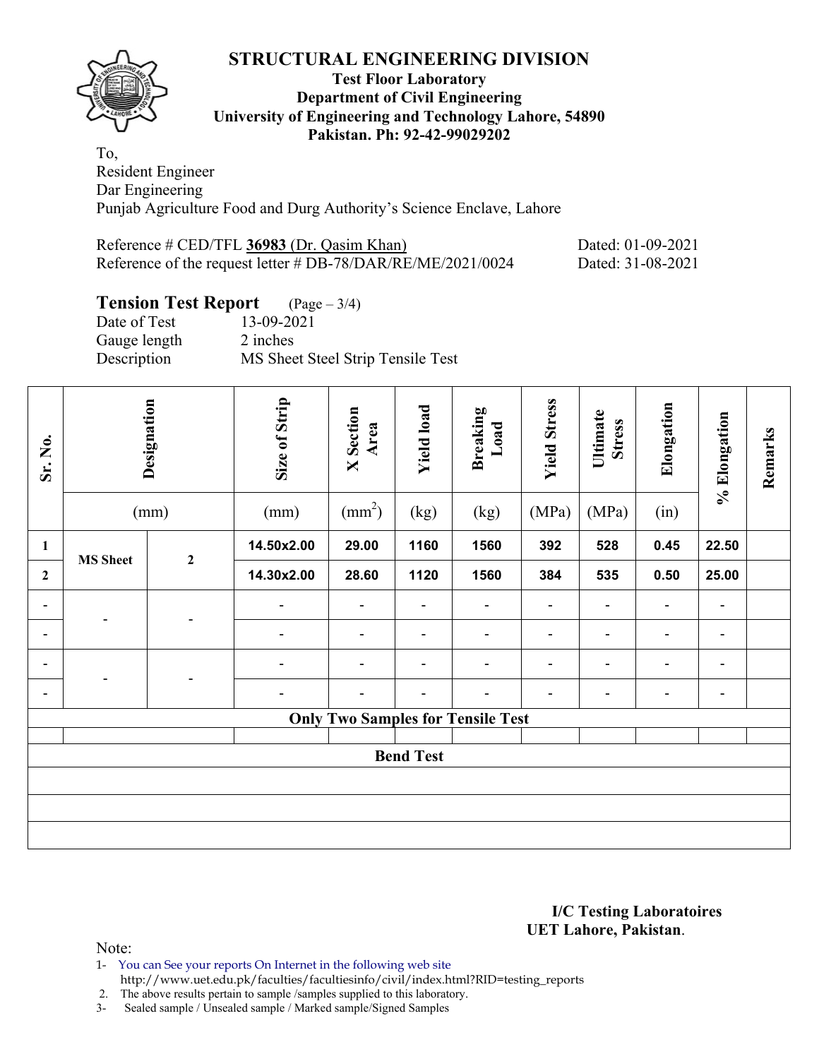# STRUCTURAL ENGINEERING DIVISION

**Test Floor Laboratory**
**Department of Civil Engineering**
**University of Engineering and Technology Lahore, 54890**
**Pakistan. Ph: 92-42-99029202**

To,
Resident Engineer
Dar Engineering
Punjab Agriculture Food and Durg Authority's Science Enclave, Lahore

Reference # CED/TFL **36983** (Dr. Qasim Khan) Dated: 01-09-2021
Reference of the request letter # DB-78/DAR/RE/ME/2021/0024 Dated: 31-08-2021

## Tension Test Report (Page – 3/4)

Date of Test 13-09-2021
Gauge length 2 inches
Description MS Sheet Steel Strip Tensile Test

| Sr. No. | Designation | | Size of Strip | X Section Area | Yield load | Breaking Load | Yield Stress | Ultimate Stress | Elongation | % Elongation | Remarks |
|---|---|---|---|---|---|---|---|---|---|---|---|
| | (mm) | | (mm) | ($mm^2$) | (kg) | (kg) | (MPa) | (MPa) | (in) | | |
| 1 | MS Sheet | 2 | 14.50x2.00 | 29.00 | 1160 | 1560 | 392 | 528 | 0.45 | 22.50 | |
| 2 | | | 14.30x2.00 | 28.60 | 1120 | 1560 | 384 | 535 | 0.50 | 25.00 | |
| - | - | - | - | - | - | - | - | - | - | - | |
| - | | | - | - | - | - | - | - | - | - | |
| - | - | - | - | - | - | - | - | - | - | - | |
| - | | | - | - | - | - | - | - | - | - | |
| **Only Two Samples for Tensile Test** | | | | | | | | | | | |
| | | | | | | | | | | | |
| **Bend Test** | | | | | | | | | | | |
| | | | | | | | | | | | |
| | | | | | | | | | | | |
| | | | | | | | | | | | |

**I/C Testing Laboratoires**
**UET Lahore, Pakistan**.

Note:
1- You can See your reports On Internet in the following web site
http://www.uet.edu.pk/faculties/facultiesinfo/civil/index.html?RID=testing_reports
2. The above results pertain to sample /samples supplied to this laboratory.
3- Sealed sample / Unsealed sample / Marked sample/Signed Samples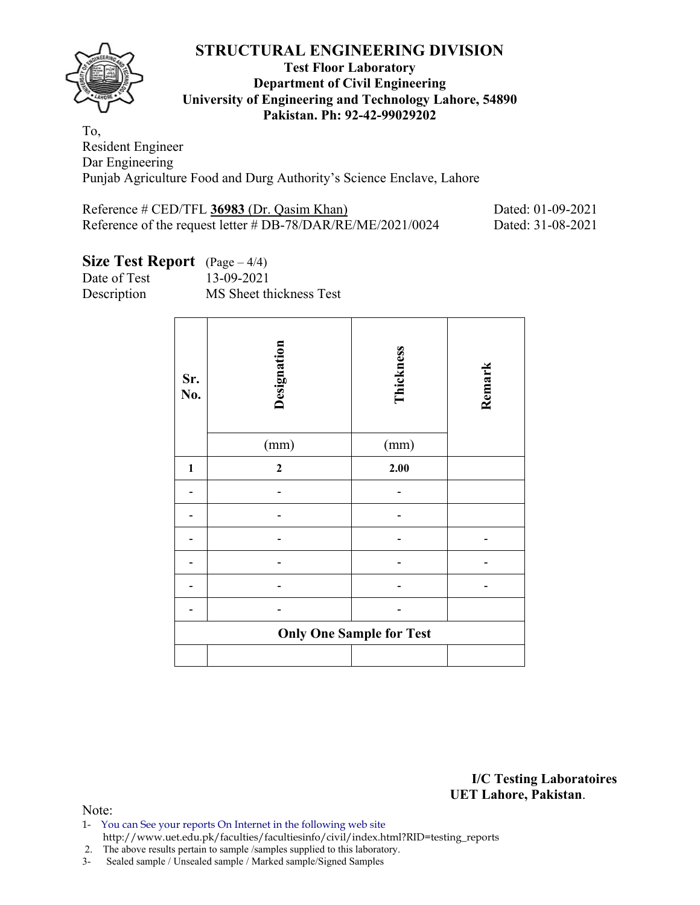# STRUCTURAL ENGINEERING DIVISION

**Test Floor Laboratory**
**Department of Civil Engineering**
**University of Engineering and Technology Lahore, 54890**
**Pakistan. Ph: 92-42-99029202**

To,
Resident Engineer
Dar Engineering
Punjab Agriculture Food and Durg Authority's Science Enclave, Lahore

Reference # CED/TFL **36983** (Dr. Qasim Khan) Dated: 01-09-2021
Reference of the request letter # DB-78/DAR/RE/ME/2021/0024 Dated: 31-08-2021

## Size Test Report (Page – 4/4)

Date of Test 13-09-2021
Description MS Sheet thickness Test

| Sr. No. | Designation | Thickness | Remark |
|---|---|---|---|
| | (mm) | (mm) | |
| **1** | **2** | **2.00** | |
| - | - | - | |
| - | - | - | |
| - | - | - | - |
| - | - | - | - |
| - | - | - | - |
| - | - | - | |
| **Only One Sample for Test** | | | |
| | | | |

**I/C Testing Laboratoires**
**UET Lahore, Pakistan**.

Note:
1- You can See your reports On Internet in the following web site
http://www.uet.edu.pk/faculties/facultiesinfo/civil/index.html?RID=testing_reports
2. The above results pertain to sample /samples supplied to this laboratory.
3- Sealed sample / Unsealed sample / Marked sample/Signed Samples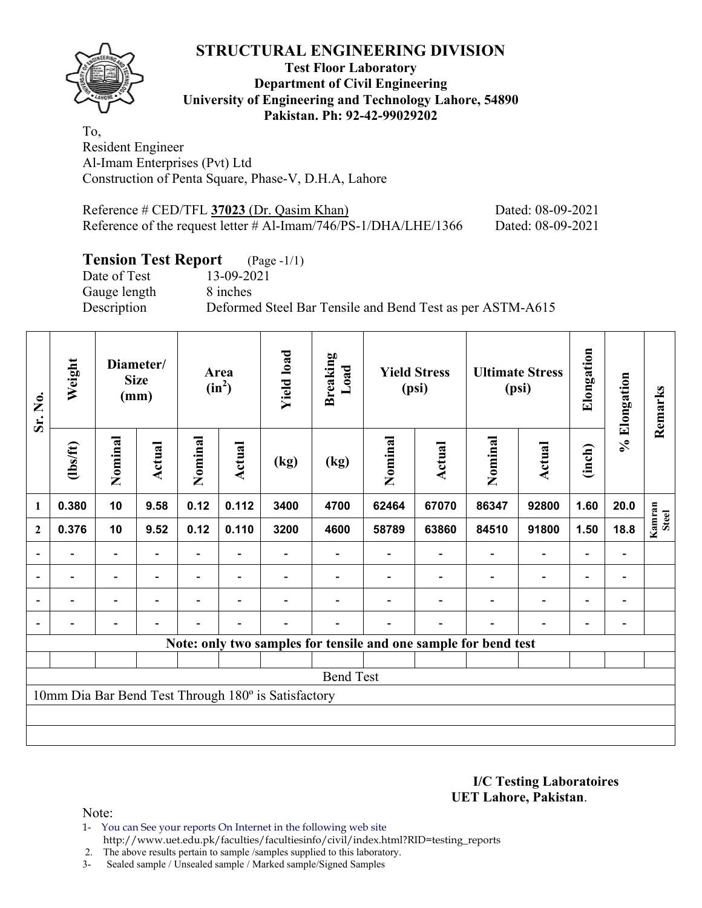# STRUCTURAL ENGINEERING DIVISION

**Test Floor Laboratory**
**Department of Civil Engineering**
**University of Engineering and Technology Lahore, 54890**
**Pakistan. Ph: 92-42-99029202**

To,
Resident Engineer
Al-Imam Enterprises (Pvt) Ltd
Construction of Penta Square, Phase-V, D.H.A, Lahore

Reference # CED/TFL **37023** (Dr. Qasim Khan) Dated: 08-09-2021
Reference of the request letter # Al-Imam/746/PS-1/DHA/LHE/1366 Dated: 08-09-2021

## Tension Test Report (Page -1/1)

Date of Test 13-09-2021
Gauge length 8 inches
Description Deformed Steel Bar Tensile and Bend Test as per ASTM-A615

| Sr. No. | Weight | Diameter/ Size (mm) | | Area ($in^2$) | | Yield load | Breaking Load | Yield Stress (psi) | | Ultimate Stress (psi) | | Elongation | % Elongation | Remarks |
|---|---|---|---|---|---|---|---|---|---|---|---|---|---|---|
| | (lbs/ft) | Nominal | Actual | Nominal | Actual | (kg) | (kg) | Nominal | Actual | Nominal | Actual | (inch) | | |
| 1 | 0.380 | 10 | 9.58 | 0.12 | 0.112 | 3400 | 4700 | 62464 | 67070 | 86347 | 92800 | 1.60 | 20.0 | Kamran Steel |
| 2 | 0.376 | 10 | 9.52 | 0.12 | 0.110 | 3200 | 4600 | 58789 | 63860 | 84510 | 91800 | 1.50 | 18.8 | |
| - | - | - | - | - | - | - | - | - | - | - | - | - | - | |
| - | - | - | - | - | - | - | - | - | - | - | - | - | - | |
| - | - | - | - | - | - | - | - | - | - | - | - | - | - | |
| - | - | - | - | - | - | - | - | - | - | - | - | - | - | |

**Note: only two samples for tensile and one sample for bend test**

Bend Test

10mm Dia Bar Bend Test Through 180º is Satisfactory

**I/C Testing Laboratoires**
**UET Lahore, Pakistan**.

Note:
1- You can See your reports On Internet in the following web site
http://www.uet.edu.pk/faculties/facultiesinfo/civil/index.html?RID=testing_reports
2. The above results pertain to sample /samples supplied to this laboratory.
3- Sealed sample / Unsealed sample / Marked sample/Signed Samples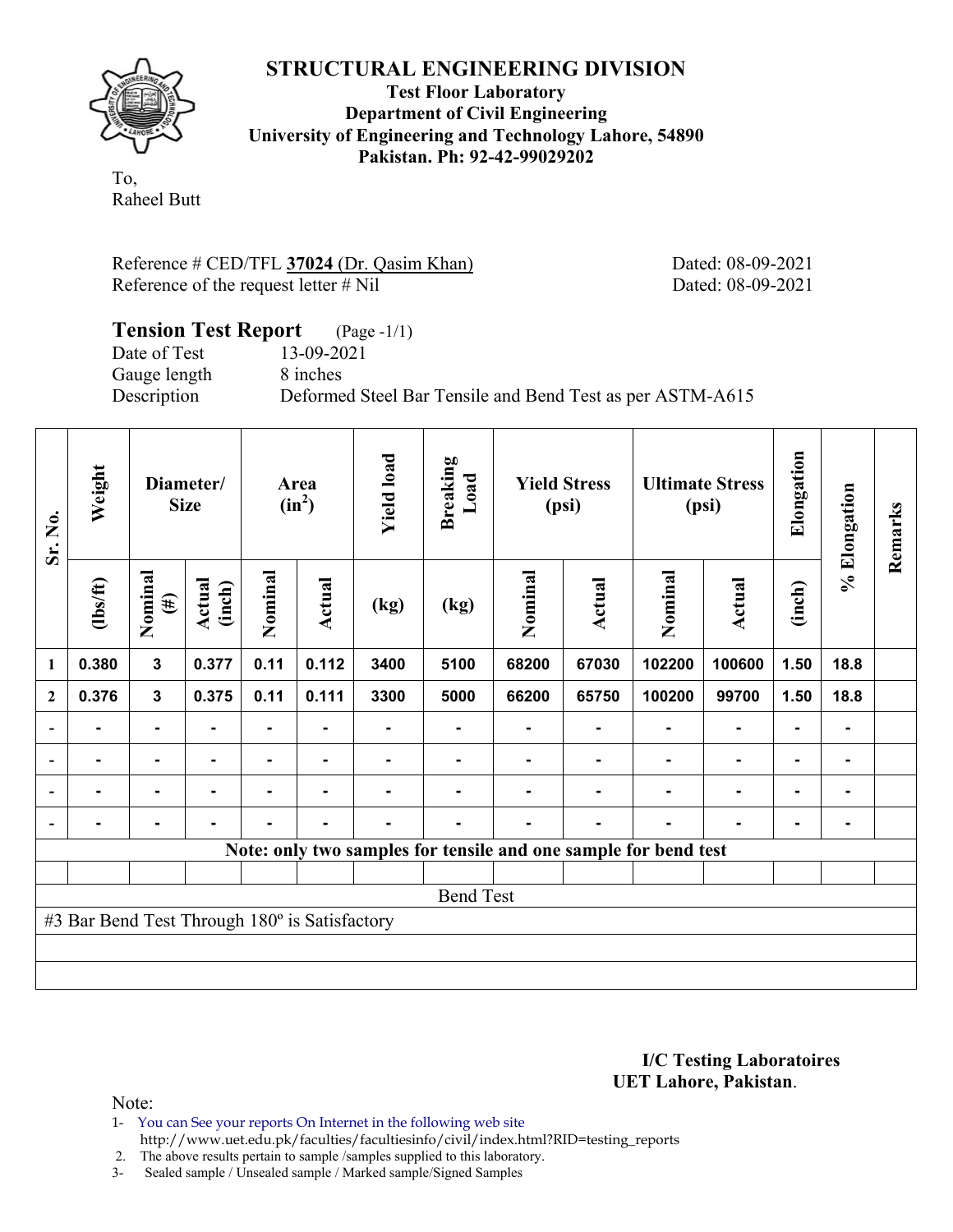# STRUCTURAL ENGINEERING DIVISION

**Test Floor Laboratory**
**Department of Civil Engineering**
**University of Engineering and Technology Lahore, 54890**
**Pakistan. Ph: 92-42-99029202**

To,
Raheel Butt

Reference # CED/TFL **37024** (Dr. Qasim Khan) Dated: 08-09-2021
Reference of the request letter # Nil Dated: 08-09-2021

## Tension Test Report (Page -1/1)

Date of Test 13-09-2021
Gauge length 8 inches
Description Deformed Steel Bar Tensile and Bend Test as per ASTM-A615

| Sr. No. | Weight | Diameter/ Size | | Area ($in^2$) | | Yield load | Breaking Load | Yield Stress (psi) | | Ultimate Stress (psi) | | Elongation | % Elongation | Remarks |
|---|---|---|---|---|---|---|---|---|---|---|---|---|---|---|
| | (lbs/ft) | Nominal (#) | Actual (inch) | Nominal | Actual | (kg) | (kg) | Nominal | Actual | Nominal | Actual | (inch) | | |
| 1 | 0.380 | 3 | 0.377 | 0.11 | 0.112 | 3400 | 5100 | 68200 | 67030 | 102200 | 100600 | 1.50 | 18.8 | |
| 2 | 0.376 | 3 | 0.375 | 0.11 | 0.111 | 3300 | 5000 | 66200 | 65750 | 100200 | 99700 | 1.50 | 18.8 | |
| - | - | - | - | - | - | - | - | - | - | - | - | - | - | |
| - | - | - | - | - | - | - | - | - | - | - | - | - | - | |
| - | - | - | - | - | - | - | - | - | - | - | - | - | - | |
| - | - | - | - | - | - | - | - | - | - | - | - | - | - | |
| **Note: only two samples for tensile and one sample for bend test** | | | | | | | | | | | | | | |
| | | | | | | | | | | | | | | |
| Bend Test | | | | | | | | | | | | | | |
| #3 Bar Bend Test Through 180º is Satisfactory | | | | | | | | | | | | | | |

**I/C Testing Laboratoires**
**UET Lahore, Pakistan**.

Note:
1- You can See your reports On Internet in the following web site http://www.uet.edu.pk/faculties/facultiesinfo/civil/index.html?RID=testing_reports
2. The above results pertain to sample /samples supplied to this laboratory.
3- Sealed sample / Unsealed sample / Marked sample/Signed Samples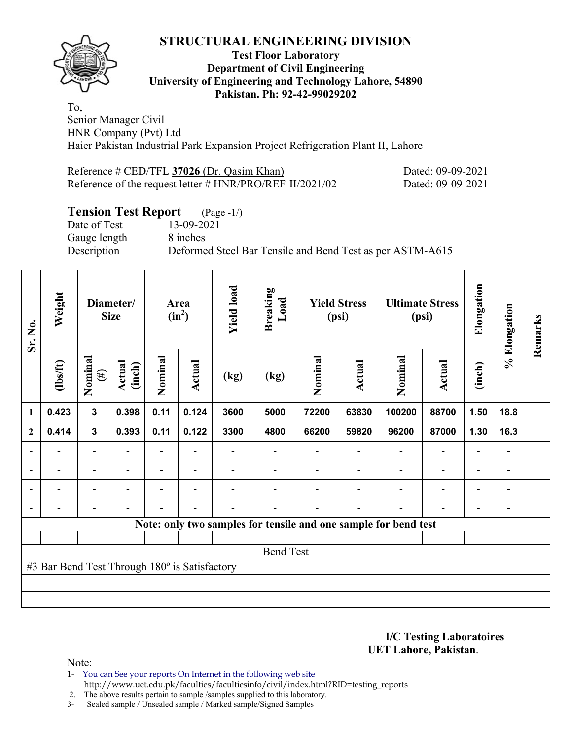# STRUCTURAL ENGINEERING DIVISION

**Test Floor Laboratory**
**Department of Civil Engineering**
**University of Engineering and Technology Lahore, 54890**
**Pakistan. Ph: 92-42-99029202**

To,
Senior Manager Civil
HNR Company (Pvt) Ltd
Haier Pakistan Industrial Park Expansion Project Refrigeration Plant II, Lahore

Reference # CED/TFL **37026** (Dr. Qasim Khan) Dated: 09-09-2021
Reference of the request letter # HNR/PRO/REF-II/2021/02 Dated: 09-09-2021

## Tension Test Report (Page -1/)

Date of Test 13-09-2021
Gauge length 8 inches
Description Deformed Steel Bar Tensile and Bend Test as per ASTM-A615

| Sr. No. | Weight | Diameter/ Size | | Area ($in^2$) | | Yield load | Breaking Load | Yield Stress (psi) | | Ultimate Stress (psi) | | Elongation | % Elongation | Remarks |
|---|---|---|---|---|---|---|---|---|---|---|---|---|---|---|
| | (lbs/ft) | Nominal (#) | Actual (inch) | Nominal | Actual | (kg) | (kg) | Nominal | Actual | Nominal | Actual | (inch) | | |
| 1 | 0.423 | 3 | 0.398 | 0.11 | 0.124 | 3600 | 5000 | 72200 | 63830 | 100200 | 88700 | 1.50 | 18.8 | |
| 2 | 0.414 | 3 | 0.393 | 0.11 | 0.122 | 3300 | 4800 | 66200 | 59820 | 96200 | 87000 | 1.30 | 16.3 | |
| - | - | - | - | - | - | - | - | - | - | - | - | - | - | |
| - | - | - | - | - | - | - | - | - | - | - | - | - | - | |
| - | - | - | - | - | - | - | - | - | - | - | - | - | - | |
| - | - | - | - | - | - | - | - | - | - | - | - | - | - | |

**Note: only two samples for tensile and one sample for bend test**

Bend Test

#3 Bar Bend Test Through 180º is Satisfactory

**I/C Testing Laboratoires**
**UET Lahore, Pakistan**.

Note:
1- You can See your reports On Internet in the following web site
http://www.uet.edu.pk/faculties/facultiesinfo/civil/index.html?RID=testing_reports
2. The above results pertain to sample /samples supplied to this laboratory.
3- Sealed sample / Unsealed sample / Marked sample/Signed Samples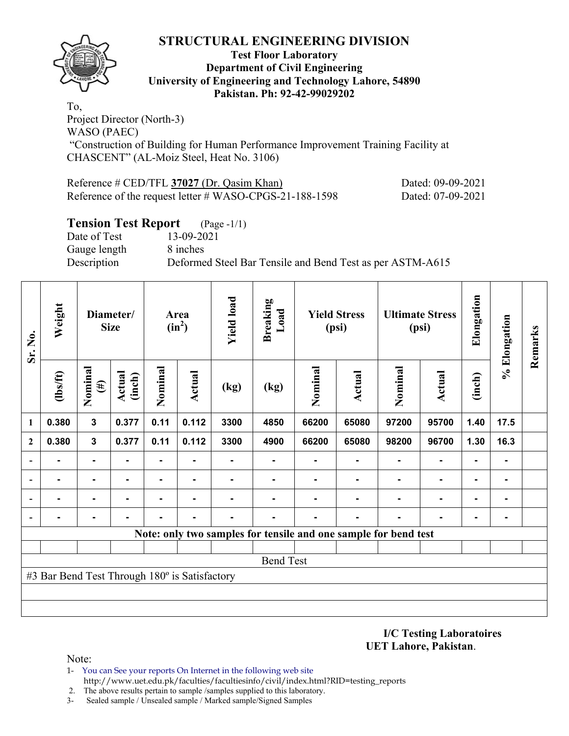# STRUCTURAL ENGINEERING DIVISION

**Test Floor Laboratory**
**Department of Civil Engineering**
**University of Engineering and Technology Lahore, 54890**
**Pakistan. Ph: 92-42-99029202**

To,
Project Director (North-3)
WASO (PAEC)
"Construction of Building for Human Performance Improvement Training Facility at CHASCENT" (AL-Moiz Steel, Heat No. 3106)

Reference # CED/TFL **37027** (Dr. Qasim Khan) Dated: 09-09-2021
Reference of the request letter # WASO-CPGS-21-188-1598 Dated: 07-09-2021

## Tension Test Report (Page -1/1)

Date of Test 13-09-2021
Gauge length 8 inches
Description Deformed Steel Bar Tensile and Bend Test as per ASTM-A615

| Sr. No. | Weight | Diameter/ Size | | Area ($in^2$) | | Yield load | Breaking Load | Yield Stress (psi) | | Ultimate Stress (psi) | | Elongation | % Elongation | Remarks |
|---|---|---|---|---|---|---|---|---|---|---|---|---|---|---|
| | (lbs/ft) | Nominal (#) | Actual (inch) | Nominal | Actual | (kg) | (kg) | Nominal | Actual | Nominal | Actual | (inch) | | |
| 1 | 0.380 | 3 | 0.377 | 0.11 | 0.112 | 3300 | 4850 | 66200 | 65080 | 97200 | 95700 | 1.40 | 17.5 | |
| 2 | 0.380 | 3 | 0.377 | 0.11 | 0.112 | 3300 | 4900 | 66200 | 65080 | 98200 | 96700 | 1.30 | 16.3 | |
| - | - | - | - | - | - | - | - | - | - | - | - | - | - | |
| - | - | - | - | - | - | - | - | - | - | - | - | - | - | |
| - | - | - | - | - | - | - | - | - | - | - | - | - | - | |
| - | - | - | - | - | - | - | - | - | - | - | - | - | - | |

**Note: only two samples for tensile and one sample for bend test**

Bend Test

#3 Bar Bend Test Through 180º is Satisfactory

**I/C Testing Laboratoires**
**UET Lahore, Pakistan**.

Note:

1- You can See your reports On Internet in the following web site
http://www.uet.edu.pk/faculties/facultiesinfo/civil/index.html?RID=testing_reports
2. The above results pertain to sample /samples supplied to this laboratory.
3- Sealed sample / Unsealed sample / Marked sample/Signed Samples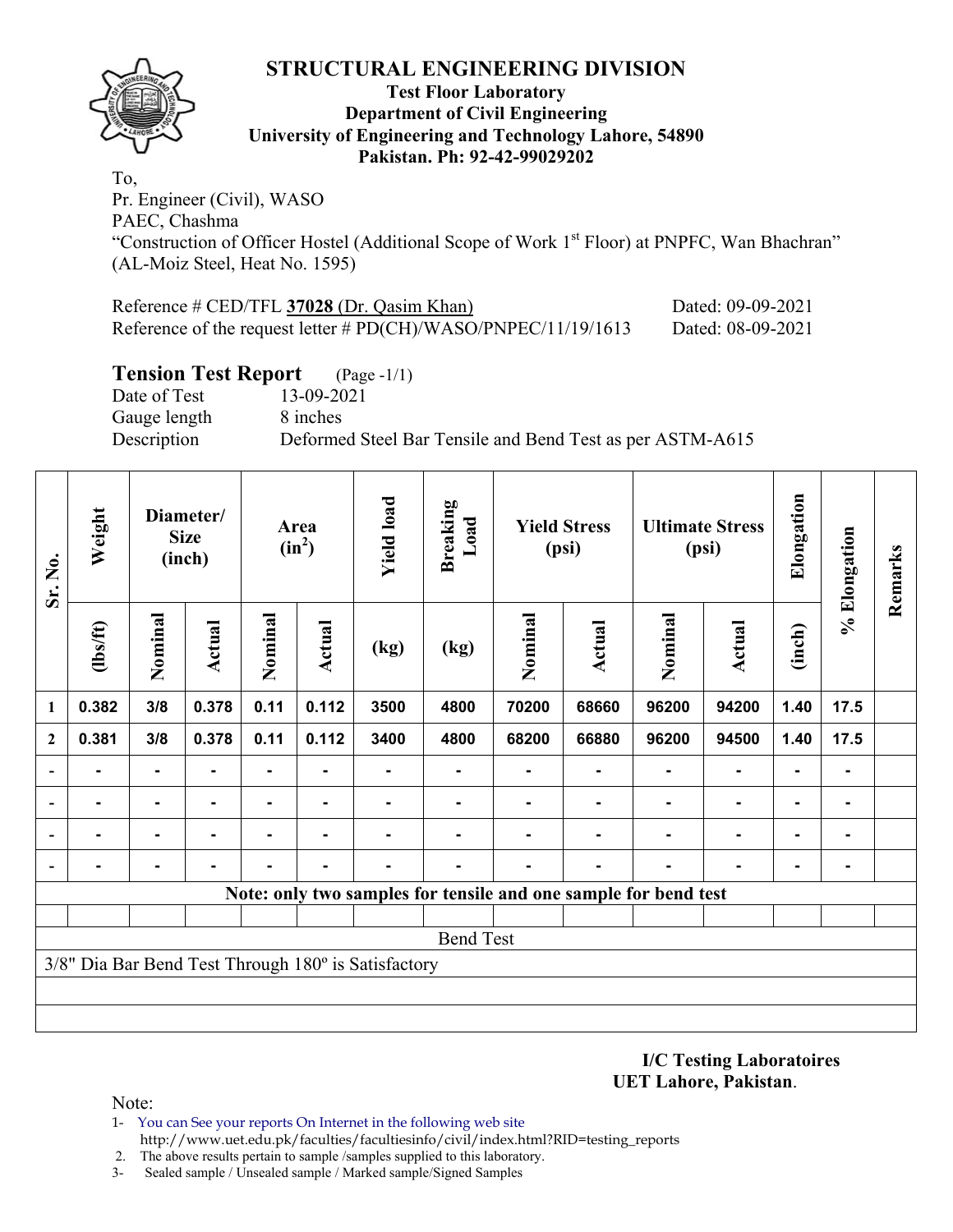# STRUCTURAL ENGINEERING DIVISION

**Test Floor Laboratory**
**Department of Civil Engineering**
**University of Engineering and Technology Lahore, 54890**
**Pakistan. Ph: 92-42-99029202**

To,
Pr. Engineer (Civil), WASO
PAEC, Chashma
"Construction of Officer Hostel (Additional Scope of Work 1st Floor) at PNPFC, Wan Bhachran"
(AL-Moiz Steel, Heat No. 1595)

Reference # CED/TFL **37028** (Dr. Qasim Khan) Dated: 09-09-2021
Reference of the request letter # PD(CH)/WASO/PNPEC/11/19/1613 Dated: 08-09-2021

## Tension Test Report (Page -1/1)

Date of Test 13-09-2021
Gauge length 8 inches
Description Deformed Steel Bar Tensile and Bend Test as per ASTM-A615

| Sr. No. | Weight | Diameter/ Size (inch) | | Area ($in^2$) | | Yield load | Breaking Load | Yield Stress (psi) | | Ultimate Stress (psi) | | Elongation | % Elongation | Remarks |
|---|---|---|---|---|---|---|---|---|---|---|---|---|---|---|
| | (lbs/ft) | Nominal | Actual | Nominal | Actual | (kg) | (kg) | Nominal | Actual | Nominal | Actual | (inch) | | |
| 1 | 0.382 | 3/8 | 0.378 | 0.11 | 0.112 | 3500 | 4800 | 70200 | 68660 | 96200 | 94200 | 1.40 | 17.5 | |
| 2 | 0.381 | 3/8 | 0.378 | 0.11 | 0.112 | 3400 | 4800 | 68200 | 66880 | 96200 | 94500 | 1.40 | 17.5 | |
| - | - | - | - | - | - | - | - | - | - | - | - | - | - | |
| - | - | - | - | - | - | - | - | - | - | - | - | - | - | |
| - | - | - | - | - | - | - | - | - | - | - | - | - | - | |
| - | - | - | - | - | - | - | - | - | - | - | - | - | - | |
| **Note: only two samples for tensile and one sample for bend test** | | | | | | | | | | | | | | |
| Bend Test | | | | | | | | | | | | | | |
| 3/8" Dia Bar Bend Test Through 180º is Satisfactory | | | | | | | | | | | | | | |

**I/C Testing Laboratoires**
**UET Lahore, Pakistan**.

Note:
1- You can See your reports On Internet in the following web site
http://www.uet.edu.pk/faculties/facultiesinfo/civil/index.html?RID=testing_reports
2. The above results pertain to sample /samples supplied to this laboratory.
3- Sealed sample / Unsealed sample / Marked sample/Signed Samples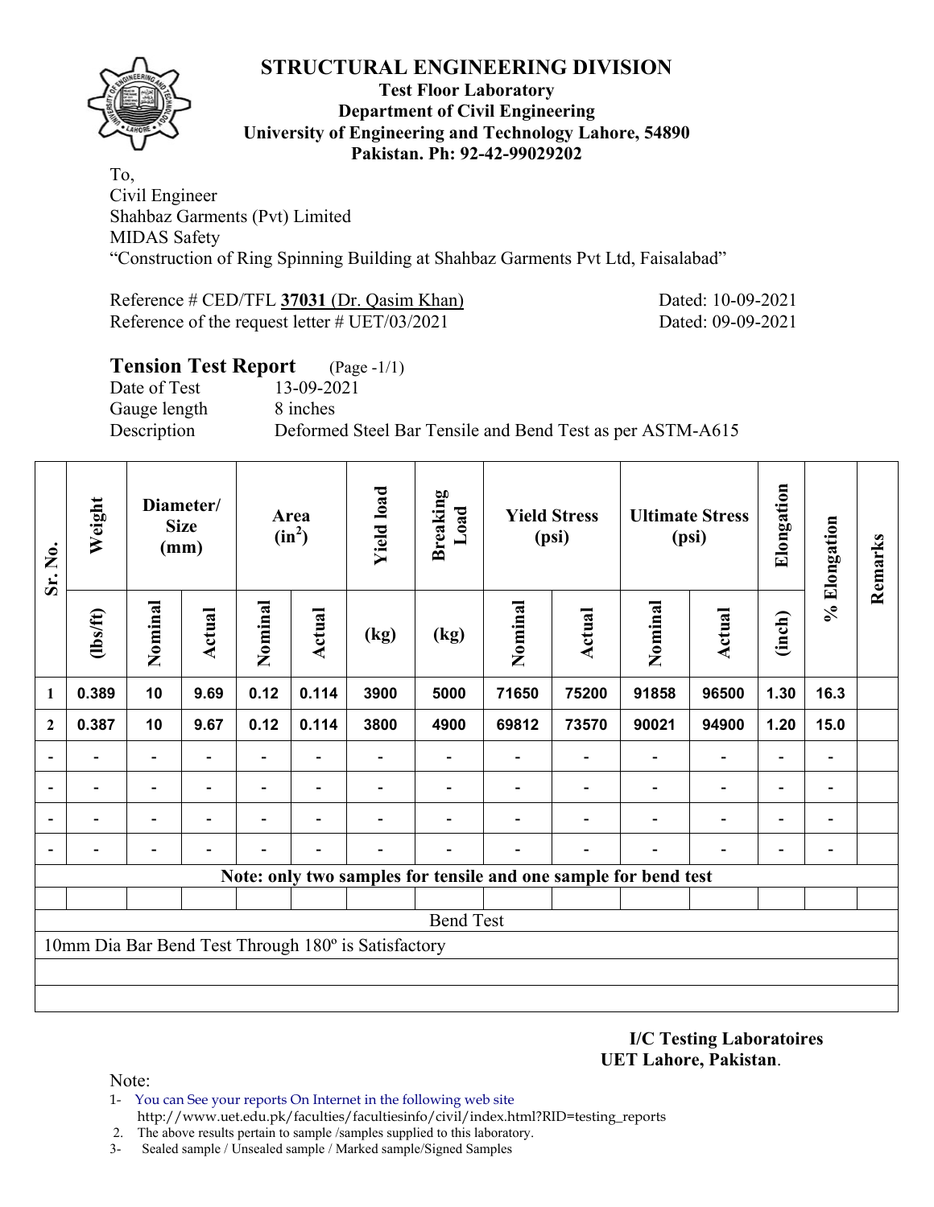# STRUCTURAL ENGINEERING DIVISION

**Test Floor Laboratory**
**Department of Civil Engineering**
**University of Engineering and Technology Lahore, 54890**
**Pakistan. Ph: 92-42-99029202**

To,
Civil Engineer
Shahbaz Garments (Pvt) Limited
MIDAS Safety
"Construction of Ring Spinning Building at Shahbaz Garments Pvt Ltd, Faisalabad"

Reference # CED/TFL **37031** (Dr. Qasim Khan) Dated: 10-09-2021
Reference of the request letter # UET/03/2021 Dated: 09-09-2021

## Tension Test Report (Page -1/1)

Date of Test 13-09-2021
Gauge length 8 inches
Description Deformed Steel Bar Tensile and Bend Test as per ASTM-A615

| Sr. No. | Weight | Diameter/ Size (mm) | | Area ($in^2$) | | Yield load | Breaking Load | Yield Stress (psi) | | Ultimate Stress (psi) | | Elongation | % Elongation | Remarks |
|---|---|---|---|---|---|---|---|---|---|---|---|---|---|---|
| | (lbs/ft) | Nominal | Actual | Nominal | Actual | (kg) | (kg) | Nominal | Actual | Nominal | Actual | (inch) | | |
| 1 | 0.389 | 10 | 9.69 | 0.12 | 0.114 | 3900 | 5000 | 71650 | 75200 | 91858 | 96500 | 1.30 | 16.3 | |
| 2 | 0.387 | 10 | 9.67 | 0.12 | 0.114 | 3800 | 4900 | 69812 | 73570 | 90021 | 94900 | 1.20 | 15.0 | |
| - | - | - | - | - | - | - | - | - | - | - | - | - | - | |
| - | - | - | - | - | - | - | - | - | - | - | - | - | - | |
| - | - | - | - | - | - | - | - | - | - | - | - | - | - | |
| - | - | - | - | - | - | - | - | - | - | - | - | - | - | |
| **Note: only two samples for tensile and one sample for bend test** | | | | | | | | | | | | | | |
| Bend Test | | | | | | | | | | | | | | |
| 10mm Dia Bar Bend Test Through 180º is Satisfactory | | | | | | | | | | | | | | |

**I/C Testing Laboratoires**
**UET Lahore, Pakistan**.

Note:
1- You can See your reports On Internet in the following web site
http://www.uet.edu.pk/faculties/facultiesinfo/civil/index.html?RID=testing_reports
2. The above results pertain to sample /samples supplied to this laboratory.
3- Sealed sample / Unsealed sample / Marked sample/Signed Samples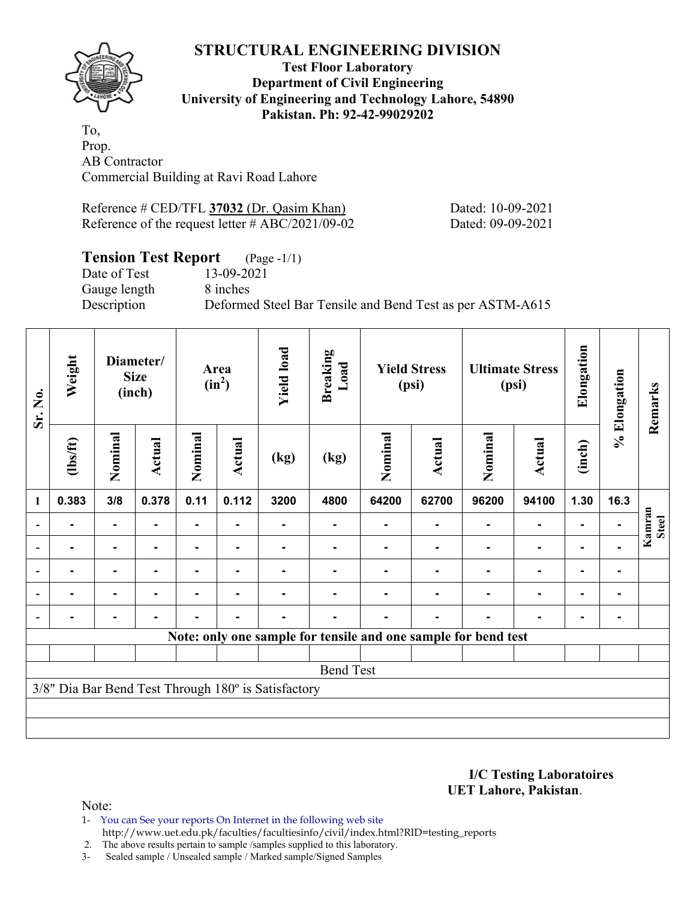# STRUCTURAL ENGINEERING DIVISION

**Test Floor Laboratory**
**Department of Civil Engineering**
**University of Engineering and Technology Lahore, 54890**
**Pakistan. Ph: 92-42-99029202**

To,
Prop.
AB Contractor
Commercial Building at Ravi Road Lahore

Reference # CED/TFL **37032** (Dr. Qasim Khan) Dated: 10-09-2021
Reference of the request letter # ABC/2021/09-02 Dated: 09-09-2021

## Tension Test Report (Page -1/1)

Date of Test 13-09-2021
Gauge length 8 inches
Description Deformed Steel Bar Tensile and Bend Test as per ASTM-A615

| Sr. No. | Weight | Diameter/ Size (inch) | | Area ($in^2$) | | Yield load | Breaking Load | Yield Stress (psi) | | Ultimate Stress (psi) | | Elongation | % Elongation | Remarks |
|---|---|---|---|---|---|---|---|---|---|---|---|---|---|---|
| | (lbs/ft) | Nominal | Actual | Nominal | Actual | (kg) | (kg) | Nominal | Actual | Nominal | Actual | (inch) | | |
| 1 | 0.383 | 3/8 | 0.378 | 0.11 | 0.112 | 3200 | 4800 | 64200 | 62700 | 96200 | 94100 | 1.30 | 16.3 | Kamran Steel |
| - | - | - | - | - | - | - | - | - | - | - | - | - | - | |
| - | - | - | - | - | - | - | - | - | - | - | - | - | - | |
| - | - | - | - | - | - | - | - | - | - | - | - | - | - | |
| - | - | - | - | - | - | - | - | - | - | - | - | - | - | |
| - | - | - | - | - | - | - | - | - | - | - | - | - | - | |

**Note: only one sample for tensile and one sample for bend test**

Bend Test

3/8" Dia Bar Bend Test Through 180º is Satisfactory

**I/C Testing Laboratoires**
**UET Lahore, Pakistan**.

Note:

1- You can See your reports On Internet in the following web site
http://www.uet.edu.pk/faculties/facultiesinfo/civil/index.html?RID=testing_reports
2. The above results pertain to sample /samples supplied to this laboratory.
3- Sealed sample / Unsealed sample / Marked sample/Signed Samples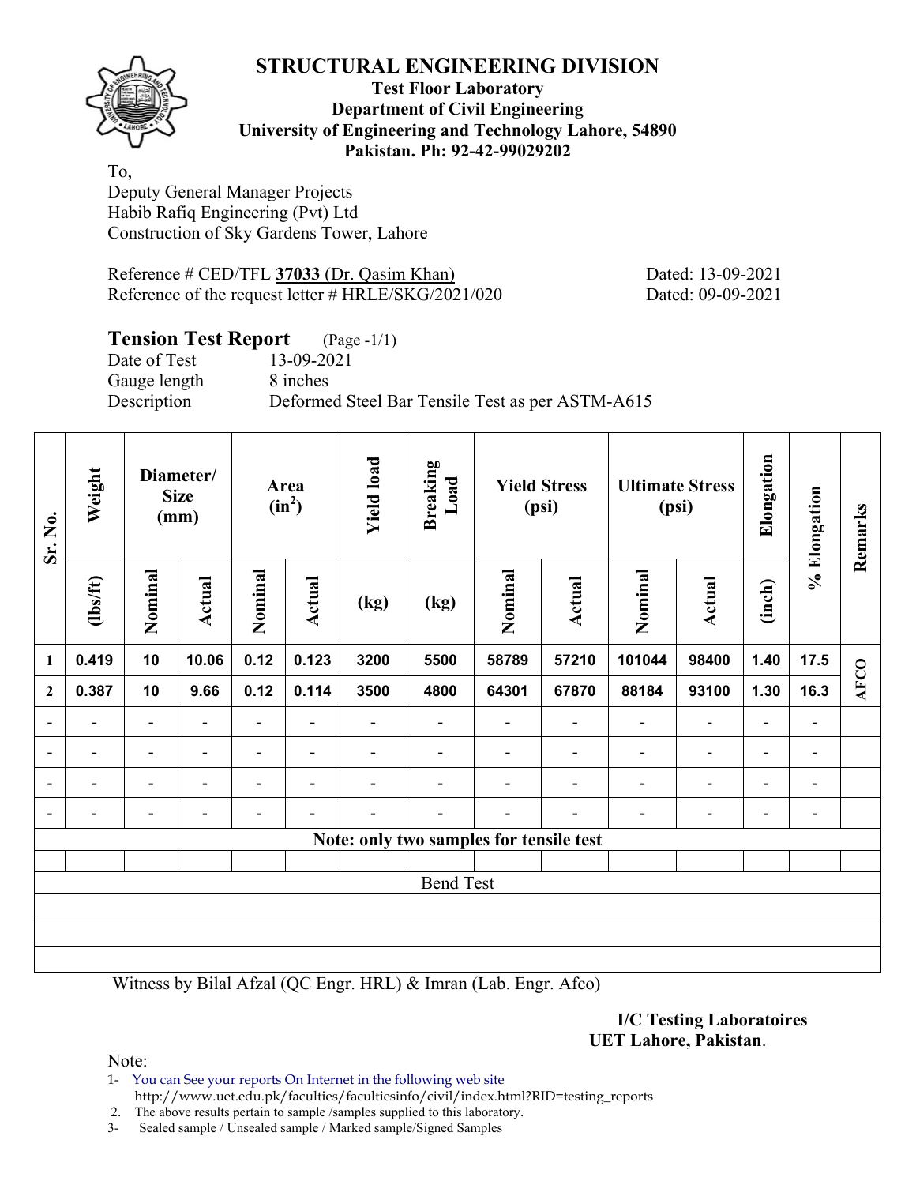# STRUCTURAL ENGINEERING DIVISION

**Test Floor Laboratory**
**Department of Civil Engineering**
**University of Engineering and Technology Lahore, 54890**
**Pakistan. Ph: 92-42-99029202**

To,
Deputy General Manager Projects
Habib Rafiq Engineering (Pvt) Ltd
Construction of Sky Gardens Tower, Lahore

Reference # CED/TFL **37033** (Dr. Qasim Khan) Dated: 13-09-2021
Reference of the request letter # HRLE/SKG/2021/020 Dated: 09-09-2021

## Tension Test Report (Page -1/1)

Date of Test 13-09-2021
Gauge length 8 inches
Description Deformed Steel Bar Tensile Test as per ASTM-A615

| Sr. No. | Weight | Diameter/ Size (mm) | | Area ($in^2$) | | Yield load | Breaking Load | Yield Stress (psi) | | Ultimate Stress (psi) | | Elongation | % Elongation | Remarks |
|---|---|---|---|---|---|---|---|---|---|---|---|---|---|---|
| | (lbs/ft) | Nominal | Actual | Nominal | Actual | (kg) | (kg) | Nominal | Actual | Nominal | Actual | (inch) | | |
| 1 | 0.419 | 10 | 10.06 | 0.12 | 0.123 | 3200 | 5500 | 58789 | 57210 | 101044 | 98400 | 1.40 | 17.5 | AFCO |
| 2 | 0.387 | 10 | 9.66 | 0.12 | 0.114 | 3500 | 4800 | 64301 | 67870 | 88184 | 93100 | 1.30 | 16.3 | |
| - | - | - | - | - | - | - | - | - | - | - | - | - | - | |
| - | - | - | - | - | - | - | - | - | - | - | - | - | - | |
| - | - | - | - | - | - | - | - | - | - | - | - | - | - | |
| - | - | - | - | - | - | - | - | - | - | - | - | - | - | |
| Note: only two samples for tensile test | | | | | | | | | | | | | | |
| | | | | | | | | | | | | | | |
| Bend Test | | | | | | | | | | | | | | |

Witness by Bilal Afzal (QC Engr. HRL) & Imran (Lab. Engr. Afco)

**I/C Testing Laboratoires**
**UET Lahore, Pakistan**.

Note:
1- You can See your reports On Internet in the following web site
http://www.uet.edu.pk/faculties/facultiesinfo/civil/index.html?RID=testing_reports
2. The above results pertain to sample /samples supplied to this laboratory.
3- Sealed sample / Unsealed sample / Marked sample/Signed Samples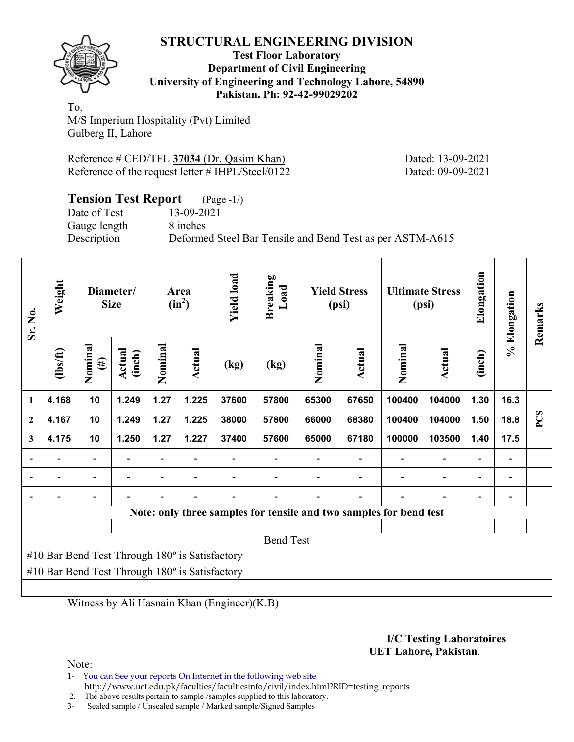# STRUCTURAL ENGINEERING DIVISION

**Test Floor Laboratory**
**Department of Civil Engineering**
**University of Engineering and Technology Lahore, 54890**
**Pakistan. Ph: 92-42-99029202**

To,
M/S Imperium Hospitality (Pvt) Limited
Gulberg II, Lahore

Reference # CED/TFL **37034** (Dr. Qasim Khan) Dated: 13-09-2021
Reference of the request letter # IHPL/Steel/0122 Dated: 09-09-2021

## Tension Test Report (Page -1/)

Date of Test 13-09-2021
Gauge length 8 inches
Description Deformed Steel Bar Tensile and Bend Test as per ASTM-A615

| Sr. No. | Weight | Diameter/ Size | | Area ($in^2$) | | Yield load | Breaking Load | Yield Stress (psi) | | Ultimate Stress (psi) | | Elongation | % Elongation | Remarks |
|---|---|---|---|---|---|---|---|---|---|---|---|---|---|---|
| | (lbs/ft) | Nominal (#) | Actual (inch) | Nominal | Actual | (kg) | (kg) | Nominal | Actual | Nominal | Actual | (inch) | | |
| 1 | 4.168 | 10 | 1.249 | 1.27 | 1.225 | 37600 | 57800 | 65300 | 67650 | 100400 | 104000 | 1.30 | 16.3 | PCS |
| 2 | 4.167 | 10 | 1.249 | 1.27 | 1.225 | 38000 | 57800 | 66000 | 68380 | 100400 | 104000 | 1.50 | 18.8 | |
| 3 | 4.175 | 10 | 1.250 | 1.27 | 1.227 | 37400 | 57600 | 65000 | 67180 | 100000 | 103500 | 1.40 | 17.5 | |
| - | - | - | - | - | - | - | - | - | - | - | - | - | - | |
| - | - | - | - | - | - | - | - | - | - | - | - | - | - | |
| - | - | - | - | - | - | - | - | - | - | - | - | - | - | |

**Note: only three samples for tensile and two samples for bend test**

Bend Test

#10 Bar Bend Test Through 180º is Satisfactory
#10 Bar Bend Test Through 180º is Satisfactory

Witness by Ali Hasnain Khan (Engineer)(K.B)

**I/C Testing Laboratoires**
**UET Lahore, Pakistan**.

Note:
1- You can See your reports On Internet in the following web site
http://www.uet.edu.pk/faculties/facultiesinfo/civil/index.html?RID=testing_reports
2. The above results pertain to sample /samples supplied to this laboratory.
3- Sealed sample / Unsealed sample / Marked sample/Signed Samples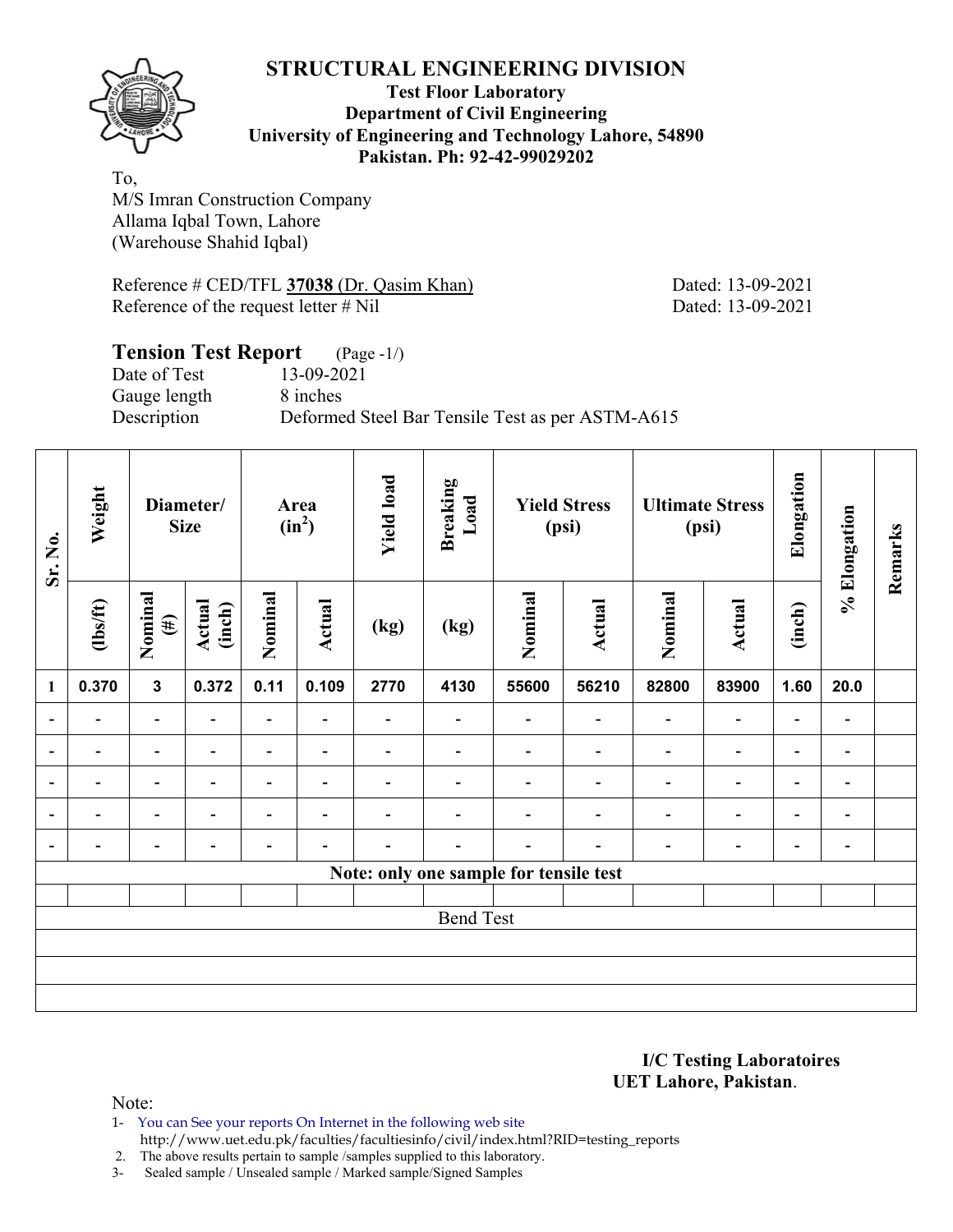# STRUCTURAL ENGINEERING DIVISION

**Test Floor Laboratory**
**Department of Civil Engineering**
**University of Engineering and Technology Lahore, 54890**
**Pakistan. Ph: 92-42-99029202**

To,
M/S Imran Construction Company
Allama Iqbal Town, Lahore
(Warehouse Shahid Iqbal)

Reference # CED/TFL **37038** (Dr. Qasim Khan) Dated: 13-09-2021
Reference of the request letter # Nil Dated: 13-09-2021

## Tension Test Report (Page -1/)

Date of Test 13-09-2021
Gauge length 8 inches
Description Deformed Steel Bar Tensile Test as per ASTM-A615

| Sr. No. | Weight | Diameter/ Size | | Area ($in^2$) | | Yield load | Breaking Load | Yield Stress (psi) | | Ultimate Stress (psi) | | Elongation | % Elongation | Remarks |
|---|---|---|---|---|---|---|---|---|---|---|---|---|---|---|
| | (lbs/ft) | Nominal (#) | Actual (inch) | Nominal | Actual | (kg) | (kg) | Nominal | Actual | Nominal | Actual | (inch) | | |
| 1 | 0.370 | 3 | 0.372 | 0.11 | 0.109 | 2770 | 4130 | 55600 | 56210 | 82800 | 83900 | 1.60 | 20.0 | |
| - | - | - | - | - | - | - | - | - | - | - | - | - | - | |
| - | - | - | - | - | - | - | - | - | - | - | - | - | - | |
| - | - | - | - | - | - | - | - | - | - | - | - | - | - | |
| - | - | - | - | - | - | - | - | - | - | - | - | - | - | |
| - | - | - | - | - | - | - | - | - | - | - | - | - | - | |
| Note: only one sample for tensile test | | | | | | | | | | | | | | |
| | | | | | | | | | | | | | | |
| Bend Test | | | | | | | | | | | | | | |
| | | | | | | | | | | | | | | |
| | | | | | | | | | | | | | | |
| | | | | | | | | | | | | | | |

**I/C Testing Laboratoires**
**UET Lahore, Pakistan**.

Note:
1- You can See your reports On Internet in the following web site
http://www.uet.edu.pk/faculties/facultiesinfo/civil/index.html?RID=testing_reports
2. The above results pertain to sample /samples supplied to this laboratory.
3- Sealed sample / Unsealed sample / Marked sample/Signed Samples